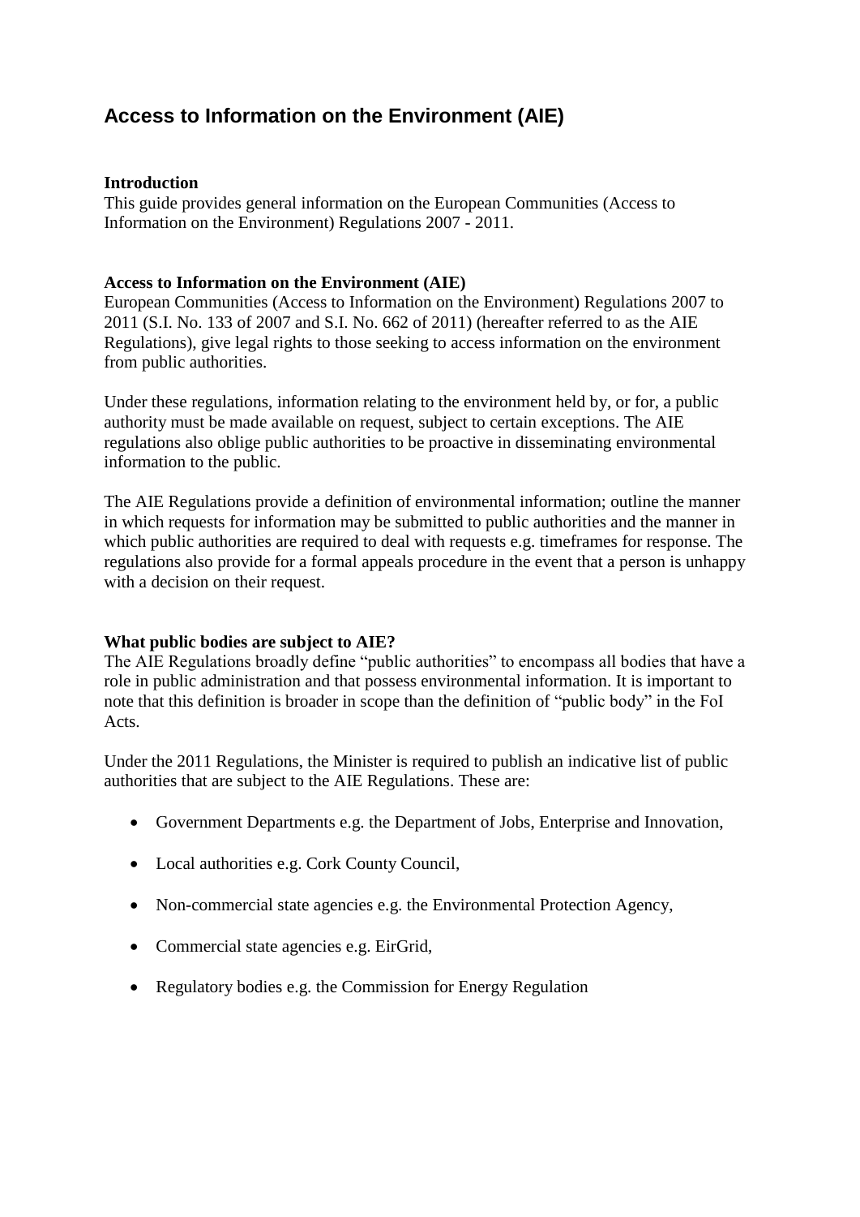# Access to Information on the Environment (AIE)

**Introduction**

This guide provides general information on the European Communities (Access to Information on the Environment) Regulations 2007 - 2011.

**Access to Information on the Environment (AIE)**

European Communities (Access to Information on the Environment) Regulations 2007 to 2011 (S.I. No. 133 of 2007 and S.I. No. 662 of 2011) (hereafter referred to as the AIE Regulations), give legal rights to those seeking to access information on the environment from public authorities.

Under these regulations, information relating to the environment held by, or for, a public authority must be made available on request, subject to certain exceptions. The AIE regulations also oblige public authorities to be proactive in disseminating environmental information to the public.

The AIE Regulations provide a definition of environmental information; outline the manner in which requests for information may be submitted to public authorities and the manner in which public authorities are required to deal with requests e.g. timeframes for response. The regulations also provide for a formal appeals procedure in the event that a person is unhappy with a decision on their request.

**What public bodies are subject to AIE?**

The AIE Regulations broadly define "public authorities" to encompass all bodies that have a role in public administration and that possess environmental information. It is important to note that this definition is broader in scope than the definition of "public body" in the FoI Acts.

Under the 2011 Regulations, the Minister is required to publish an indicative list of public authorities that are subject to the AIE Regulations. These are:

- Government Departments e.g. the Department of Jobs, Enterprise and Innovation,
- Local authorities e.g. Cork County Council,
- Non-commercial state agencies e.g. the Environmental Protection Agency,
- Commercial state agencies e.g. EirGrid,
- Regulatory bodies e.g. the Commission for Energy Regulation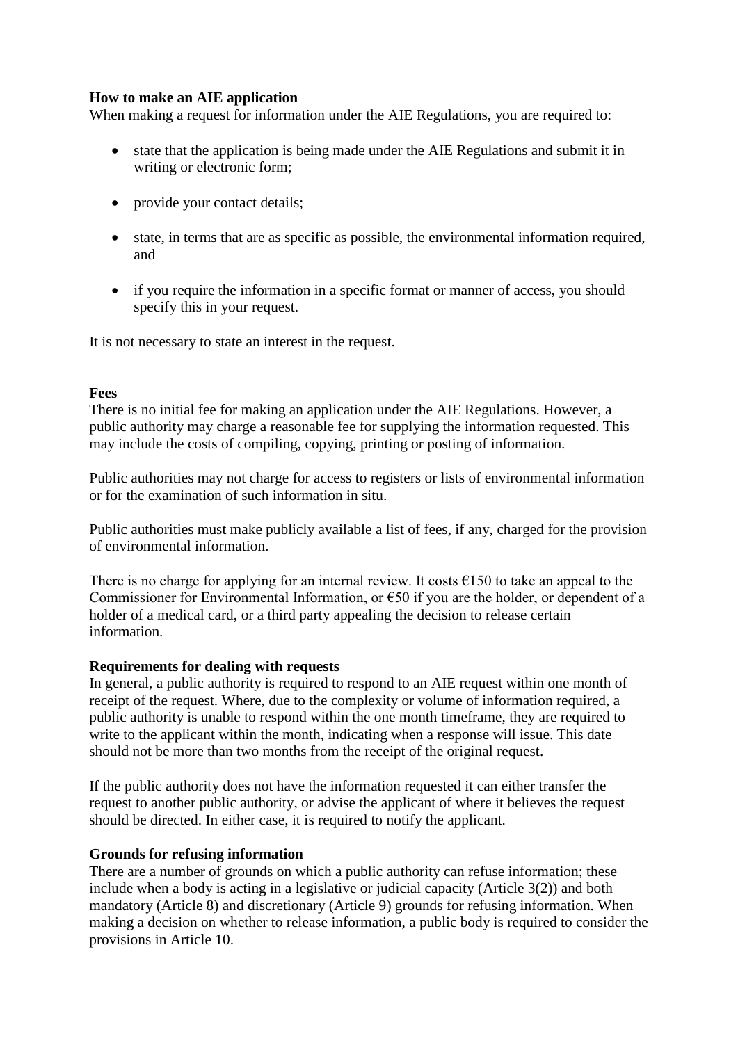**How to make an AIE application**

When making a request for information under the AIE Regulations, you are required to:

- state that the application is being made under the AIE Regulations and submit it in writing or electronic form;
- provide your contact details;
- state, in terms that are as specific as possible, the environmental information required, and
- if you require the information in a specific format or manner of access, you should specify this in your request.

It is not necessary to state an interest in the request.

**Fees**

There is no initial fee for making an application under the AIE Regulations. However, a public authority may charge a reasonable fee for supplying the information requested. This may include the costs of compiling, copying, printing or posting of information.

Public authorities may not charge for access to registers or lists of environmental information or for the examination of such information in situ.

Public authorities must make publicly available a list of fees, if any, charged for the provision of environmental information.

There is no charge for applying for an internal review. It costs €150 to take an appeal to the Commissioner for Environmental Information, or €50 if you are the holder, or dependent of a holder of a medical card, or a third party appealing the decision to release certain information.

**Requirements for dealing with requests**

In general, a public authority is required to respond to an AIE request within one month of receipt of the request. Where, due to the complexity or volume of information required, a public authority is unable to respond within the one month timeframe, they are required to write to the applicant within the month, indicating when a response will issue. This date should not be more than two months from the receipt of the original request.

If the public authority does not have the information requested it can either transfer the request to another public authority, or advise the applicant of where it believes the request should be directed. In either case, it is required to notify the applicant.

**Grounds for refusing information**

There are a number of grounds on which a public authority can refuse information; these include when a body is acting in a legislative or judicial capacity (Article 3(2)) and both mandatory (Article 8) and discretionary (Article 9) grounds for refusing information. When making a decision on whether to release information, a public body is required to consider the provisions in Article 10.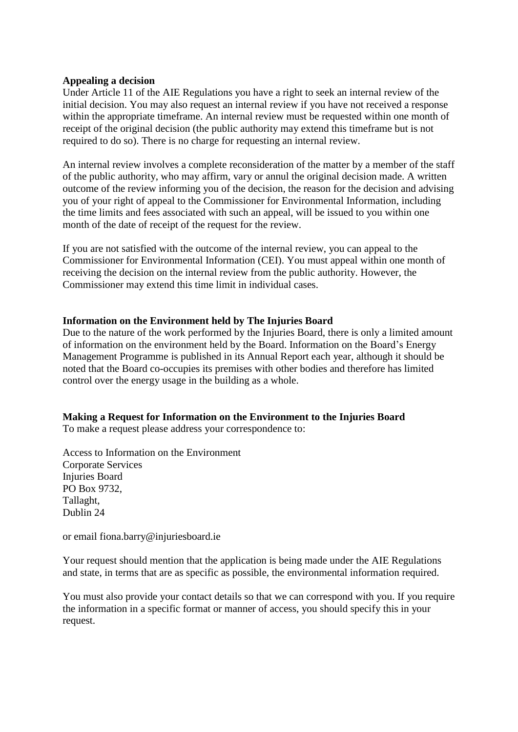**Appealing a decision**

Under Article 11 of the AIE Regulations you have a right to seek an internal review of the initial decision. You may also request an internal review if you have not received a response within the appropriate timeframe. An internal review must be requested within one month of receipt of the original decision (the public authority may extend this timeframe but is not required to do so). There is no charge for requesting an internal review.

An internal review involves a complete reconsideration of the matter by a member of the staff of the public authority, who may affirm, vary or annul the original decision made. A written outcome of the review informing you of the decision, the reason for the decision and advising you of your right of appeal to the Commissioner for Environmental Information, including the time limits and fees associated with such an appeal, will be issued to you within one month of the date of receipt of the request for the review.

If you are not satisfied with the outcome of the internal review, you can appeal to the Commissioner for Environmental Information (CEI). You must appeal within one month of receiving the decision on the internal review from the public authority. However, the Commissioner may extend this time limit in individual cases.

**Information on the Environment held by The Injuries Board**

Due to the nature of the work performed by the Injuries Board, there is only a limited amount of information on the environment held by the Board. Information on the Board's Energy Management Programme is published in its Annual Report each year, although it should be noted that the Board co-occupies its premises with other bodies and therefore has limited control over the energy usage in the building as a whole.

**Making a Request for Information on the Environment to the Injuries Board**

To make a request please address your correspondence to:

Access to Information on the Environment
Corporate Services
Injuries Board
PO Box 9732,
Tallaght,
Dublin 24

or email fiona.barry@injuriesboard.ie

Your request should mention that the application is being made under the AIE Regulations and state, in terms that are as specific as possible, the environmental information required.

You must also provide your contact details so that we can correspond with you. If you require the information in a specific format or manner of access, you should specify this in your request.